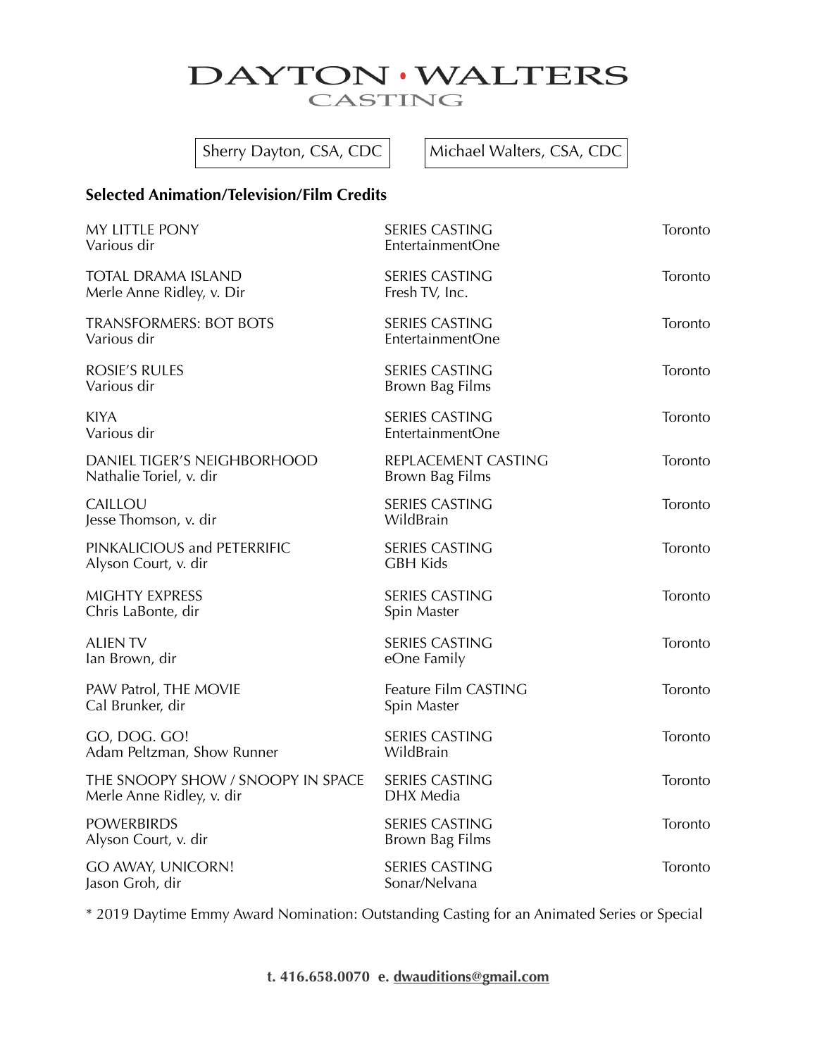# DAYTON • WALTERS
## CASTING

Sherry Dayton, CSA, CDC | Michael Walters, CSA, CDC

**Selected Animation/Television/Film Credits**

| | | |
|---|---|---|
| MY LITTLE PONY<br>Various dir | SERIES CASTING<br>EntertainmentOne | Toronto |
| TOTAL DRAMA ISLAND<br>Merle Anne Ridley, v. Dir | SERIES CASTING<br>Fresh TV, Inc. | Toronto |
| TRANSFORMERS: BOT BOTS<br>Various dir | SERIES CASTING<br>EntertainmentOne | Toronto |
| ROSIE'S RULES<br>Various dir | SERIES CASTING<br>Brown Bag Films | Toronto |
| KIYA<br>Various dir | SERIES CASTING<br>EntertainmentOne | Toronto |
| DANIEL TIGER'S NEIGHBORHOOD<br>Nathalie Toriel, v. dir | REPLACEMENT CASTING<br>Brown Bag Films | Toronto |
| CAILLOU<br>Jesse Thomson, v. dir | SERIES CASTING<br>WildBrain | Toronto |
| PINKALICIOUS and PETERRIFIC<br>Alyson Court, v. dir | SERIES CASTING<br>GBH Kids | Toronto |
| MIGHTY EXPRESS<br>Chris LaBonte, dir | SERIES CASTING<br>Spin Master | Toronto |
| ALIEN TV<br>Ian Brown, dir | SERIES CASTING<br>eOne Family | Toronto |
| PAW Patrol, THE MOVIE<br>Cal Brunker, dir | Feature Film CASTING<br>Spin Master | Toronto |
| GO, DOG. GO!<br>Adam Peltzman, Show Runner | SERIES CASTING<br>WildBrain | Toronto |
| THE SNOOPY SHOW / SNOOPY IN SPACE<br>Merle Anne Ridley, v. dir | SERIES CASTING<br>DHX Media | Toronto |
| POWERBIRDS<br>Alyson Court, v. dir | SERIES CASTING<br>Brown Bag Films | Toronto |
| GO AWAY, UNICORN!<br>Jason Groh, dir | SERIES CASTING<br>Sonar/Nelvana | Toronto |

* 2019 Daytime Emmy Award Nomination: Outstanding Casting for an Animated Series or Special

**t. 416.658.0070 e. dwauditions@gmail.com**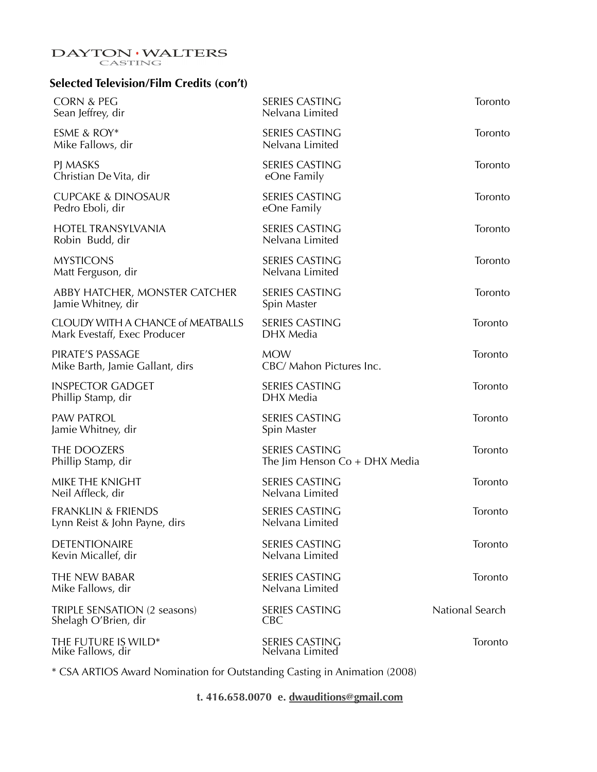DAYTON · WALTERS
CASTING

## Selected Television/Film Credits (con't)

| Title / Director | Type / Company | Location |
|---|---|---|
| CORN & PEG<br>Sean Jeffrey, dir | SERIES CASTING<br>Nelvana Limited | Toronto |
| ESME & ROY*<br>Mike Fallows, dir | SERIES CASTING<br>Nelvana Limited | Toronto |
| PJ MASKS<br>Christian De Vita, dir | SERIES CASTING<br>eOne Family | Toronto |
| CUPCAKE & DINOSAUR<br>Pedro Eboli, dir | SERIES CASTING<br>eOne Family | Toronto |
| HOTEL TRANSYLVANIA<br>Robin Budd, dir | SERIES CASTING<br>Nelvana Limited | Toronto |
| MYSTICONS<br>Matt Ferguson, dir | SERIES CASTING<br>Nelvana Limited | Toronto |
| ABBY HATCHER, MONSTER CATCHER<br>Jamie Whitney, dir | SERIES CASTING<br>Spin Master | Toronto |
| CLOUDY WITH A CHANCE of MEATBALLS<br>Mark Evestaff, Exec Producer | SERIES CASTING<br>DHX Media | Toronto |
| PIRATE'S PASSAGE<br>Mike Barth, Jamie Gallant, dirs | MOW<br>CBC/ Mahon Pictures Inc. | Toronto |
| INSPECTOR GADGET<br>Phillip Stamp, dir | SERIES CASTING<br>DHX Media | Toronto |
| PAW PATROL<br>Jamie Whitney, dir | SERIES CASTING<br>Spin Master | Toronto |
| THE DOOZERS<br>Phillip Stamp, dir | SERIES CASTING<br>The Jim Henson Co + DHX Media | Toronto |
| MIKE THE KNIGHT<br>Neil Affleck, dir | SERIES CASTING<br>Nelvana Limited | Toronto |
| FRANKLIN & FRIENDS<br>Lynn Reist & John Payne, dirs | SERIES CASTING<br>Nelvana Limited | Toronto |
| DETENTIONAIRE<br>Kevin Micallef, dir | SERIES CASTING<br>Nelvana Limited | Toronto |
| THE NEW BABAR<br>Mike Fallows, dir | SERIES CASTING<br>Nelvana Limited | Toronto |
| TRIPLE SENSATION (2 seasons)<br>Shelagh O'Brien, dir | SERIES CASTING<br>CBC | National Search |
| THE FUTURE IS WILD*<br>Mike Fallows, dir | SERIES CASTING<br>Nelvana Limited | Toronto |

* CSA ARTIOS Award Nomination for Outstanding Casting in Animation (2008)

**t. 416.658.0070 e. dwauditions@gmail.com**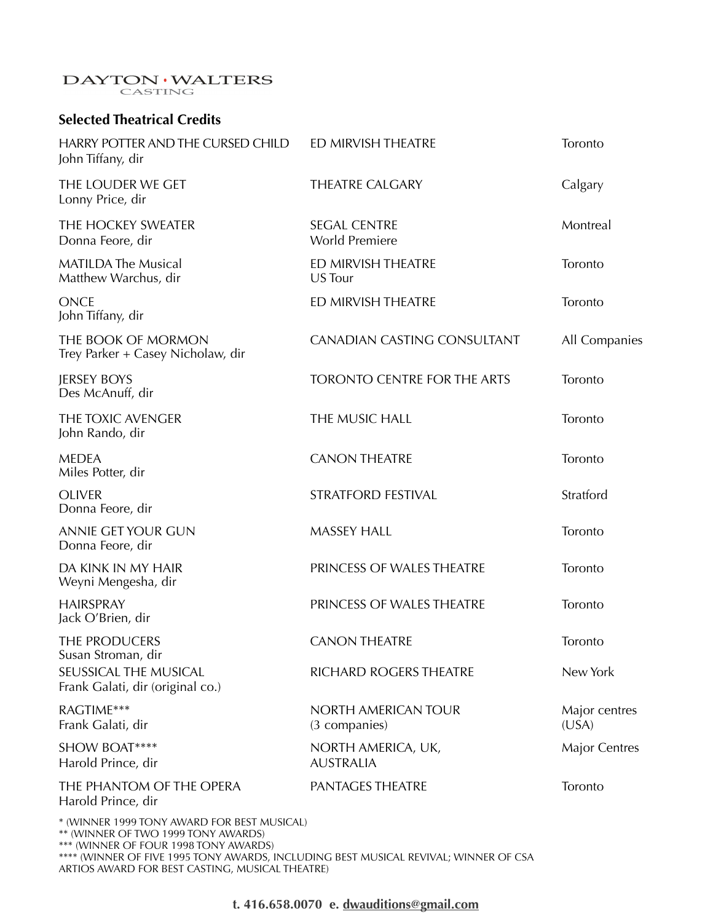DAYTON • WALTERS
CASTING

**Selected Theatrical Credits**

| | | |
|---|---|---|
| HARRY POTTER AND THE CURSED CHILD<br>John Tiffany, dir | ED MIRVISH THEATRE | Toronto |
| THE LOUDER WE GET<br>Lonny Price, dir | THEATRE CALGARY | Calgary |
| THE HOCKEY SWEATER<br>Donna Feore, dir | SEGAL CENTRE<br>World Premiere | Montreal |
| MATILDA The Musical<br>Matthew Warchus, dir | ED MIRVISH THEATRE<br>US Tour | Toronto |
| ONCE<br>John Tiffany, dir | ED MIRVISH THEATRE | Toronto |
| THE BOOK OF MORMON<br>Trey Parker + Casey Nicholaw, dir | CANADIAN CASTING CONSULTANT | All Companies |
| JERSEY BOYS<br>Des McAnuff, dir | TORONTO CENTRE FOR THE ARTS | Toronto |
| THE TOXIC AVENGER<br>John Rando, dir | THE MUSIC HALL | Toronto |
| MEDEA<br>Miles Potter, dir | CANON THEATRE | Toronto |
| OLIVER<br>Donna Feore, dir | STRATFORD FESTIVAL | Stratford |
| ANNIE GET YOUR GUN<br>Donna Feore, dir | MASSEY HALL | Toronto |
| DA KINK IN MY HAIR<br>Weyni Mengesha, dir | PRINCESS OF WALES THEATRE | Toronto |
| HAIRSPRAY<br>Jack O'Brien, dir | PRINCESS OF WALES THEATRE | Toronto |
| THE PRODUCERS<br>Susan Stroman, dir | CANON THEATRE | Toronto |
| SEUSSICAL THE MUSICAL<br>Frank Galati, dir (original co.) | RICHARD ROGERS THEATRE | New York |
| RAGTIME***<br>Frank Galati, dir | NORTH AMERICAN TOUR<br>(3 companies) | Major centres<br>(USA) |
| SHOW BOAT****<br>Harold Prince, dir | NORTH AMERICA, UK,<br>AUSTRALIA | Major Centres |
| THE PHANTOM OF THE OPERA<br>Harold Prince, dir | PANTAGES THEATRE | Toronto |

\* (WINNER 1999 TONY AWARD FOR BEST MUSICAL)
** (WINNER OF TWO 1999 TONY AWARDS)
*** (WINNER OF FOUR 1998 TONY AWARDS)
**** (WINNER OF FIVE 1995 TONY AWARDS, INCLUDING BEST MUSICAL REVIVAL; WINNER OF CSA ARTIOS AWARD FOR BEST CASTING, MUSICAL THEATRE)

**t. 416.658.0070 e. dwauditions@gmail.com**